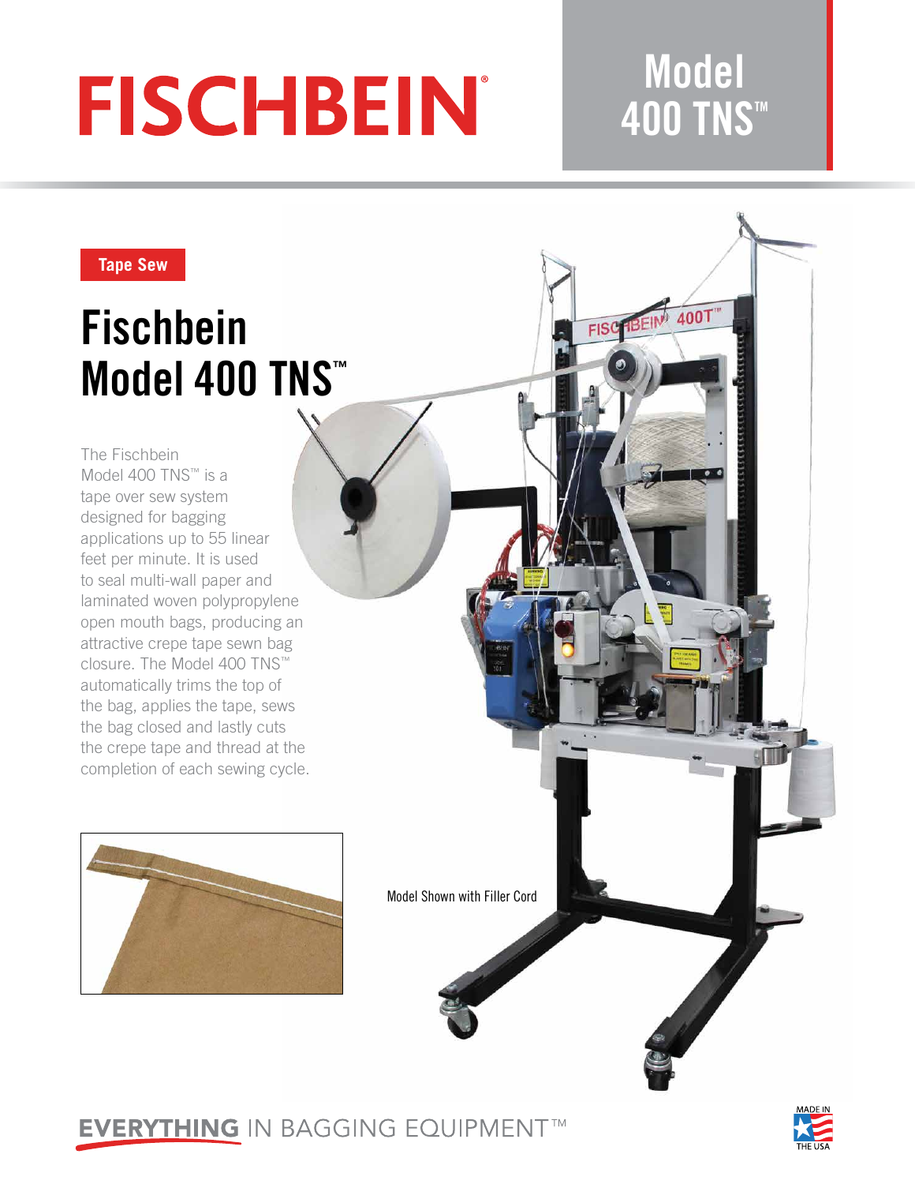# FISCHBEIN®

## Model 400 TNS™

Tape Sew

# Fischbein Model 400 TNS™

The Fischbein Model 400 TNS™ is a tape over sew system designed for bagging applications up to 55 linear feet per minute. It is used to seal multi-wall paper and laminated woven polypropylene open mouth bags, producing an attractive crepe tape sewn bag closure. The Model 400 TNS™ automatically trims the top of the bag, applies the tape, sews the bag closed and lastly cuts the crepe tape and thread at the completion of each sewing cycle.

Model Shown with Filler Cord

**EVERYTHING** IN BAGGING EQUIPMENT™

MADE IN THE USA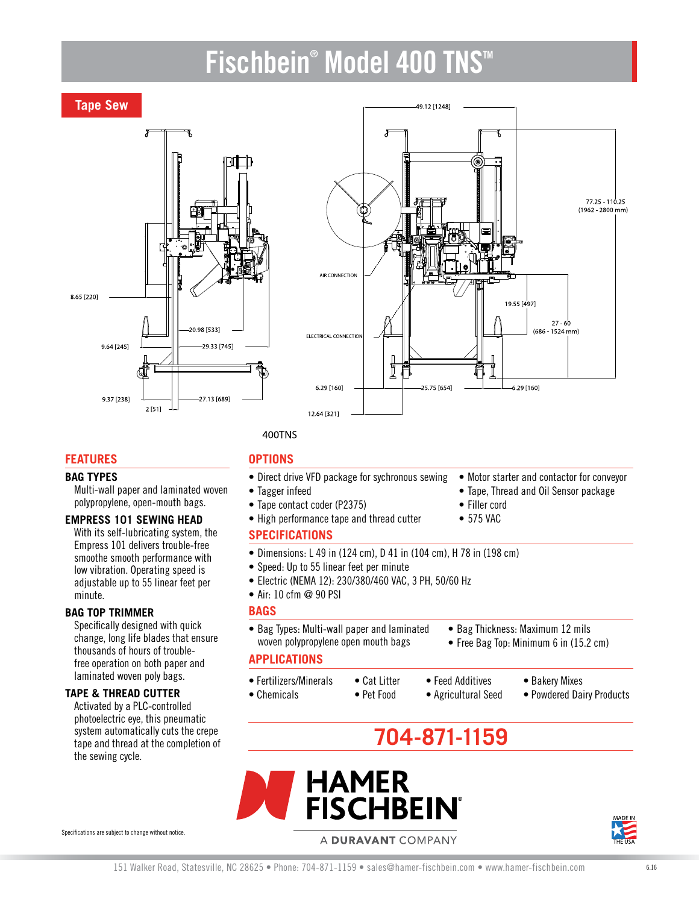# Fischbein® Model 400 TNS™

Tape Sew

49.12 [1248]

77.25 - 110.25
(1962 - 2800 mm)

AIR CONNECTION

8.65 [220]

19.55 [497]

27 - 60
(686 - 1524 mm)

20.98 [533]

ELECTRICAL CONNECTION

9.64 [245]

29.33 [745]

6.29 [160]

25.75 [654]

6.29 [160]

9.37 [238]

27.13 [689]

2 [51]

12.64 [321]

400TNS

## FEATURES

### BAG TYPES

Multi-wall paper and laminated woven polypropylene, open-mouth bags.

### EMPRESS 101 SEWING HEAD

With its self-lubricating system, the Empress 101 delivers trouble-free smoothe smooth performance with low vibration. Operating speed is adjustable up to 55 linear feet per minute.

### BAG TOP TRIMMER

Specifically designed with quick change, long life blades that ensure thousands of hours of trouble-free operation on both paper and laminated woven poly bags.

### TAPE & THREAD CUTTER

Activated by a PLC-controlled photoelectric eye, this pneumatic system automatically cuts the crepe tape and thread at the completion of the sewing cycle.

## OPTIONS

- Direct drive VFD package for sychronous sewing
- Tagger infeed
- Tape contact coder (P2375)
- High performance tape and thread cutter
- Motor starter and contactor for conveyor
- Tape, Thread and Oil Sensor package
- Filler cord
- 575 VAC

## SPECIFICATIONS

- Dimensions: L 49 in (124 cm), D 41 in (104 cm), H 78 in (198 cm)
- Speed: Up to 55 linear feet per minute
- Electric (NEMA 12): 230/380/460 VAC, 3 PH, 50/60 Hz
- Air: 10 cfm @ 90 PSI

## BAGS

- Bag Types: Multi-wall paper and laminated woven polypropylene open mouth bags
- Bag Thickness: Maximum 12 mils
- Free Bag Top: Minimum 6 in (15.2 cm)

## APPLICATIONS

- Fertilizers/Minerals
- Chemicals
- Cat Litter
- Pet Food
- Feed Additives
- Agricultural Seed
- Bakery Mixes
- Powdered Dairy Products

**704-871-1159**

HAMER FISCHBEIN®
A DURAVANT COMPANY

MADE IN THE USA

Specifications are subject to change without notice.

151 Walker Road, Statesville, NC 28625 • Phone: 704-871-1159 • sales@hamer-fischbein.com • www.hamer-fischbein.com

6.16